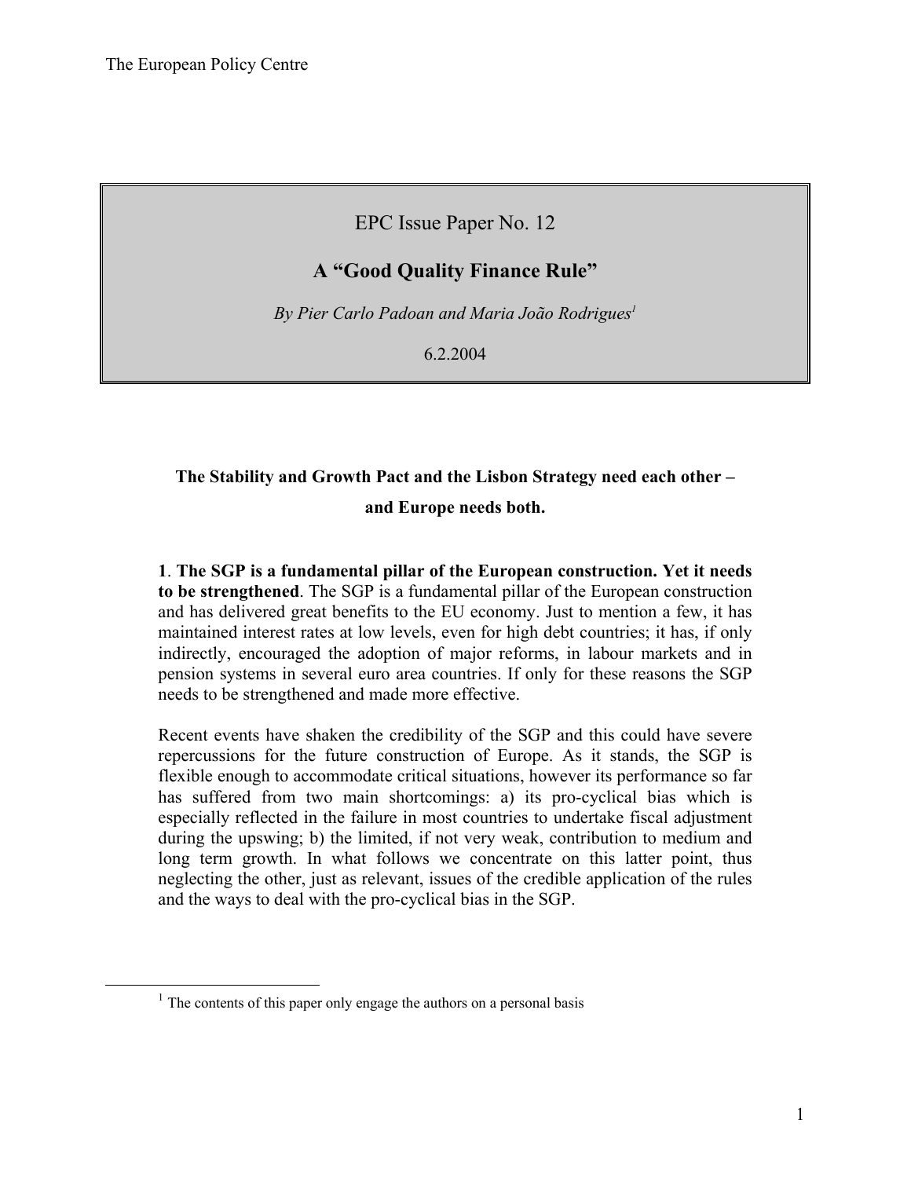The European Policy Centre

EPC Issue Paper No. 12

# A "Good Quality Finance Rule"

*By Pier Carlo Padoan and Maria João Rodrigues*[1]

6.2.2004

**The Stability and Growth Pact and the Lisbon Strategy need each other – and Europe needs both.**

**1**. **The SGP is a fundamental pillar of the European construction. Yet it needs to be strengthened**. The SGP is a fundamental pillar of the European construction and has delivered great benefits to the EU economy. Just to mention a few, it has maintained interest rates at low levels, even for high debt countries; it has, if only indirectly, encouraged the adoption of major reforms, in labour markets and in pension systems in several euro area countries. If only for these reasons the SGP needs to be strengthened and made more effective.

Recent events have shaken the credibility of the SGP and this could have severe repercussions for the future construction of Europe. As it stands, the SGP is flexible enough to accommodate critical situations, however its performance so far has suffered from two main shortcomings: a) its pro-cyclical bias which is especially reflected in the failure in most countries to undertake fiscal adjustment during the upswing; b) the limited, if not very weak, contribution to medium and long term growth. In what follows we concentrate on this latter point, thus neglecting the other, just as relevant, issues of the credible application of the rules and the ways to deal with the pro-cyclical bias in the SGP.

[1] The contents of this paper only engage the authors on a personal basis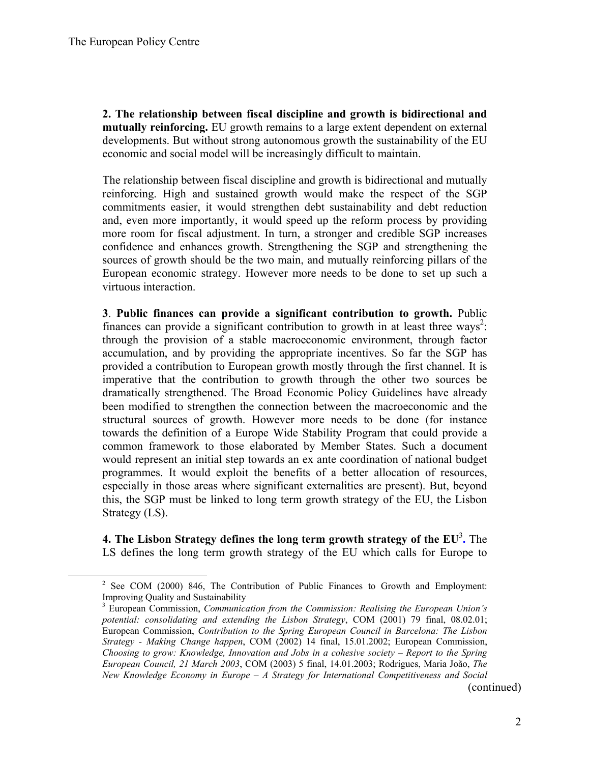**2. The relationship between fiscal discipline and growth is bidirectional and mutually reinforcing.** EU growth remains to a large extent dependent on external developments. But without strong autonomous growth the sustainability of the EU economic and social model will be increasingly difficult to maintain.

The relationship between fiscal discipline and growth is bidirectional and mutually reinforcing. High and sustained growth would make the respect of the SGP commitments easier, it would strengthen debt sustainability and debt reduction and, even more importantly, it would speed up the reform process by providing more room for fiscal adjustment. In turn, a stronger and credible SGP increases confidence and enhances growth. Strengthening the SGP and strengthening the sources of growth should be the two main, and mutually reinforcing pillars of the European economic strategy. However more needs to be done to set up such a virtuous interaction.

**3**. **Public finances can provide a significant contribution to growth.** Public finances can provide a significant contribution to growth in at least three ways[2]: through the provision of a stable macroeconomic environment, through factor accumulation, and by providing the appropriate incentives. So far the SGP has provided a contribution to European growth mostly through the first channel. It is imperative that the contribution to growth through the other two sources be dramatically strengthened. The Broad Economic Policy Guidelines have already been modified to strengthen the connection between the macroeconomic and the structural sources of growth. However more needs to be done (for instance towards the definition of a Europe Wide Stability Program that could provide a common framework to those elaborated by Member States. Such a document would represent an initial step towards an ex ante coordination of national budget programmes. It would exploit the benefits of a better allocation of resources, especially in those areas where significant externalities are present). But, beyond this, the SGP must be linked to long term growth strategy of the EU, the Lisbon Strategy (LS).

**4. The Lisbon Strategy defines the long term growth strategy of the EU[3].** The LS defines the long term growth strategy of the EU which calls for Europe to

---

[2] See COM (2000) 846, The Contribution of Public Finances to Growth and Employment: Improving Quality and Sustainability

[3] European Commission, *Communication from the Commission: Realising the European Union's potential: consolidating and extending the Lisbon Strategy*, COM (2001) 79 final, 08.02.01; European Commission, *Contribution to the Spring European Council in Barcelona: The Lisbon Strategy - Making Change happen*, COM (2002) 14 final, 15.01.2002; European Commission, *Choosing to grow: Knowledge, Innovation and Jobs in a cohesive society – Report to the Spring European Council, 21 March 2003*, COM (2003) 5 final, 14.01.2003; Rodrigues, Maria João, *The New Knowledge Economy in Europe – A Strategy for International Competitiveness and Social*

(continued)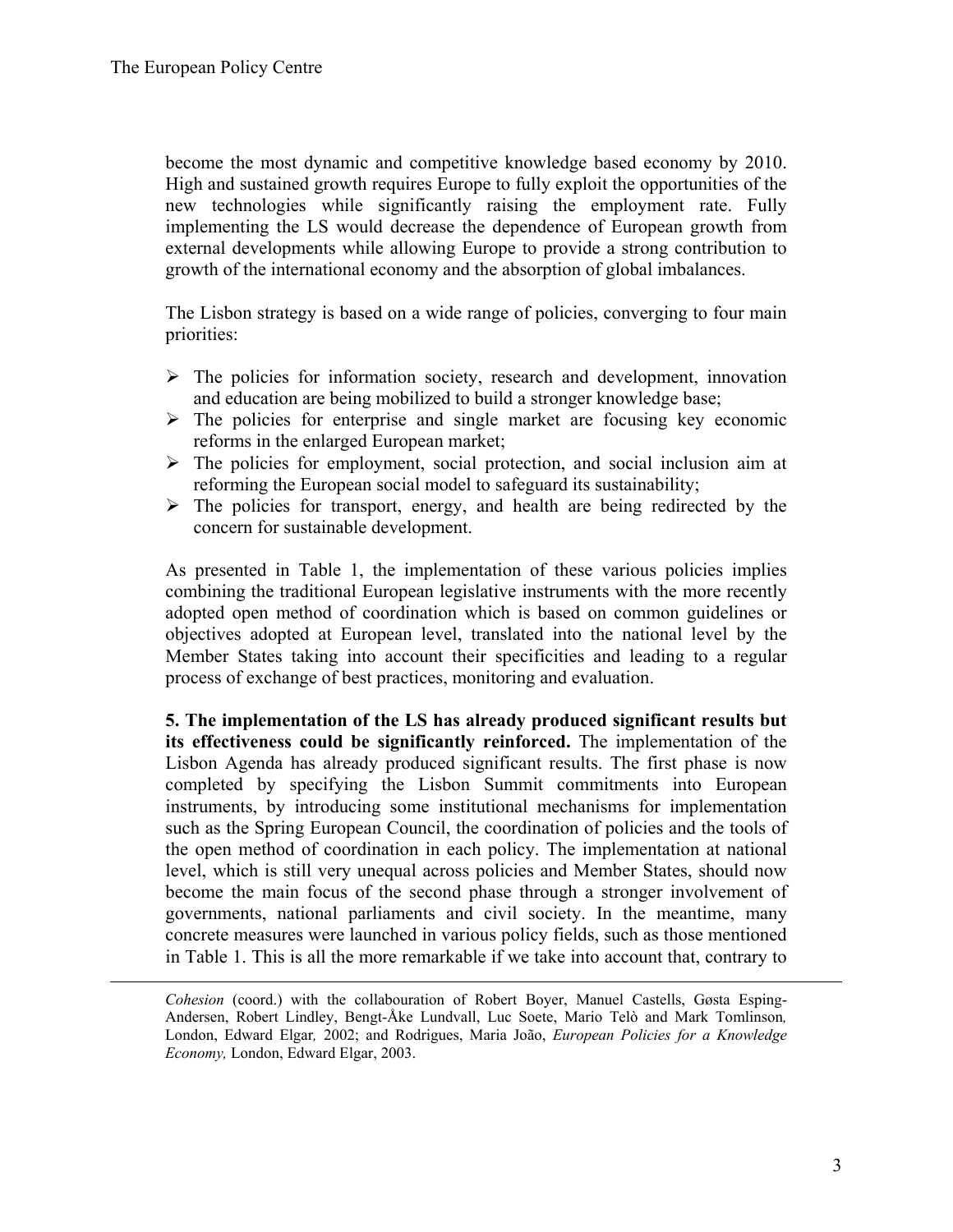become the most dynamic and competitive knowledge based economy by 2010. High and sustained growth requires Europe to fully exploit the opportunities of the new technologies while significantly raising the employment rate. Fully implementing the LS would decrease the dependence of European growth from external developments while allowing Europe to provide a strong contribution to growth of the international economy and the absorption of global imbalances.

The Lisbon strategy is based on a wide range of policies, converging to four main priorities:

- The policies for information society, research and development, innovation and education are being mobilized to build a stronger knowledge base;
- The policies for enterprise and single market are focusing key economic reforms in the enlarged European market;
- The policies for employment, social protection, and social inclusion aim at reforming the European social model to safeguard its sustainability;
- The policies for transport, energy, and health are being redirected by the concern for sustainable development.

As presented in Table 1, the implementation of these various policies implies combining the traditional European legislative instruments with the more recently adopted open method of coordination which is based on common guidelines or objectives adopted at European level, translated into the national level by the Member States taking into account their specificities and leading to a regular process of exchange of best practices, monitoring and evaluation.

**5. The implementation of the LS has already produced significant results but its effectiveness could be significantly reinforced.** The implementation of the Lisbon Agenda has already produced significant results. The first phase is now completed by specifying the Lisbon Summit commitments into European instruments, by introducing some institutional mechanisms for implementation such as the Spring European Council, the coordination of policies and the tools of the open method of coordination in each policy. The implementation at national level, which is still very unequal across policies and Member States, should now become the main focus of the second phase through a stronger involvement of governments, national parliaments and civil society. In the meantime, many concrete measures were launched in various policy fields, such as those mentioned in Table 1. This is all the more remarkable if we take into account that, contrary to

---

*Cohesion* (coord.) with the collabouration of Robert Boyer, Manuel Castells, Gøsta Esping-Andersen, Robert Lindley, Bengt-Åke Lundvall, Luc Soete, Mario Telò and Mark Tomlinson*,* London, Edward Elgar*,* 2002; and Rodrigues, Maria João, *European Policies for a Knowledge Economy,* London, Edward Elgar, 2003.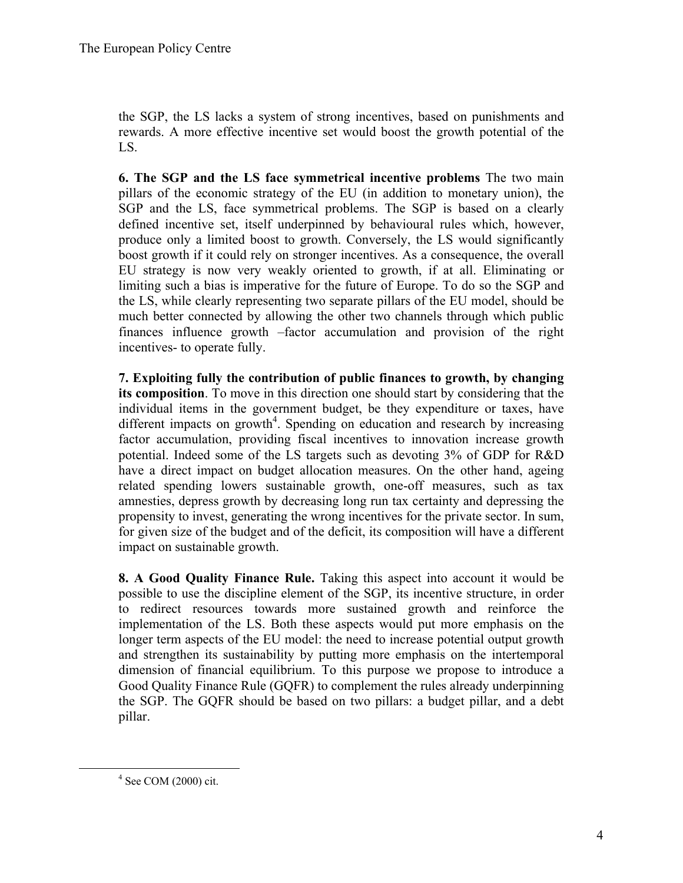the SGP, the LS lacks a system of strong incentives, based on punishments and rewards. A more effective incentive set would boost the growth potential of the LS.

**6. The SGP and the LS face symmetrical incentive problems** The two main pillars of the economic strategy of the EU (in addition to monetary union), the SGP and the LS, face symmetrical problems. The SGP is based on a clearly defined incentive set, itself underpinned by behavioural rules which, however, produce only a limited boost to growth. Conversely, the LS would significantly boost growth if it could rely on stronger incentives. As a consequence, the overall EU strategy is now very weakly oriented to growth, if at all. Eliminating or limiting such a bias is imperative for the future of Europe. To do so the SGP and the LS, while clearly representing two separate pillars of the EU model, should be much better connected by allowing the other two channels through which public finances influence growth –factor accumulation and provision of the right incentives- to operate fully.

**7. Exploiting fully the contribution of public finances to growth, by changing its composition**. To move in this direction one should start by considering that the individual items in the government budget, be they expenditure or taxes, have different impacts on growth[4]. Spending on education and research by increasing factor accumulation, providing fiscal incentives to innovation increase growth potential. Indeed some of the LS targets such as devoting 3% of GDP for R&D have a direct impact on budget allocation measures. On the other hand, ageing related spending lowers sustainable growth, one-off measures, such as tax amnesties, depress growth by decreasing long run tax certainty and depressing the propensity to invest, generating the wrong incentives for the private sector. In sum, for given size of the budget and of the deficit, its composition will have a different impact on sustainable growth.

**8. A Good Quality Finance Rule.** Taking this aspect into account it would be possible to use the discipline element of the SGP, its incentive structure, in order to redirect resources towards more sustained growth and reinforce the implementation of the LS. Both these aspects would put more emphasis on the longer term aspects of the EU model: the need to increase potential output growth and strengthen its sustainability by putting more emphasis on the intertemporal dimension of financial equilibrium. To this purpose we propose to introduce a Good Quality Finance Rule (GQFR) to complement the rules already underpinning the SGP. The GQFR should be based on two pillars: a budget pillar, and a debt pillar.

[4] See COM (2000) cit.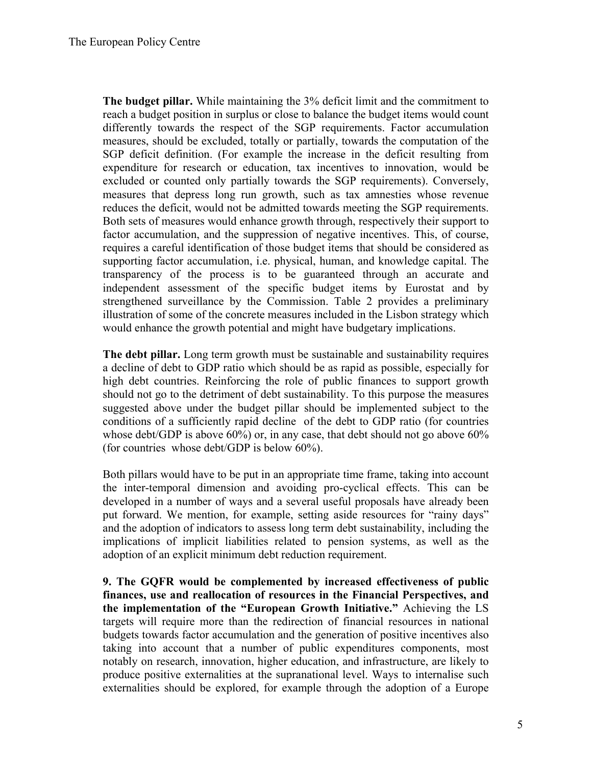**The budget pillar.** While maintaining the 3% deficit limit and the commitment to reach a budget position in surplus or close to balance the budget items would count differently towards the respect of the SGP requirements. Factor accumulation measures, should be excluded, totally or partially, towards the computation of the SGP deficit definition. (For example the increase in the deficit resulting from expenditure for research or education, tax incentives to innovation, would be excluded or counted only partially towards the SGP requirements). Conversely, measures that depress long run growth, such as tax amnesties whose revenue reduces the deficit, would not be admitted towards meeting the SGP requirements. Both sets of measures would enhance growth through, respectively their support to factor accumulation, and the suppression of negative incentives. This, of course, requires a careful identification of those budget items that should be considered as supporting factor accumulation, i.e. physical, human, and knowledge capital. The transparency of the process is to be guaranteed through an accurate and independent assessment of the specific budget items by Eurostat and by strengthened surveillance by the Commission. Table 2 provides a preliminary illustration of some of the concrete measures included in the Lisbon strategy which would enhance the growth potential and might have budgetary implications.

**The debt pillar.** Long term growth must be sustainable and sustainability requires a decline of debt to GDP ratio which should be as rapid as possible, especially for high debt countries. Reinforcing the role of public finances to support growth should not go to the detriment of debt sustainability. To this purpose the measures suggested above under the budget pillar should be implemented subject to the conditions of a sufficiently rapid decline of the debt to GDP ratio (for countries whose debt/GDP is above 60%) or, in any case, that debt should not go above 60% (for countries whose debt/GDP is below 60%).

Both pillars would have to be put in an appropriate time frame, taking into account the inter-temporal dimension and avoiding pro-cyclical effects. This can be developed in a number of ways and a several useful proposals have already been put forward. We mention, for example, setting aside resources for "rainy days" and the adoption of indicators to assess long term debt sustainability, including the implications of implicit liabilities related to pension systems, as well as the adoption of an explicit minimum debt reduction requirement.

**9. The GQFR would be complemented by increased effectiveness of public finances, use and reallocation of resources in the Financial Perspectives, and the implementation of the "European Growth Initiative."** Achieving the LS targets will require more than the redirection of financial resources in national budgets towards factor accumulation and the generation of positive incentives also taking into account that a number of public expenditures components, most notably on research, innovation, higher education, and infrastructure, are likely to produce positive externalities at the supranational level. Ways to internalise such externalities should be explored, for example through the adoption of a Europe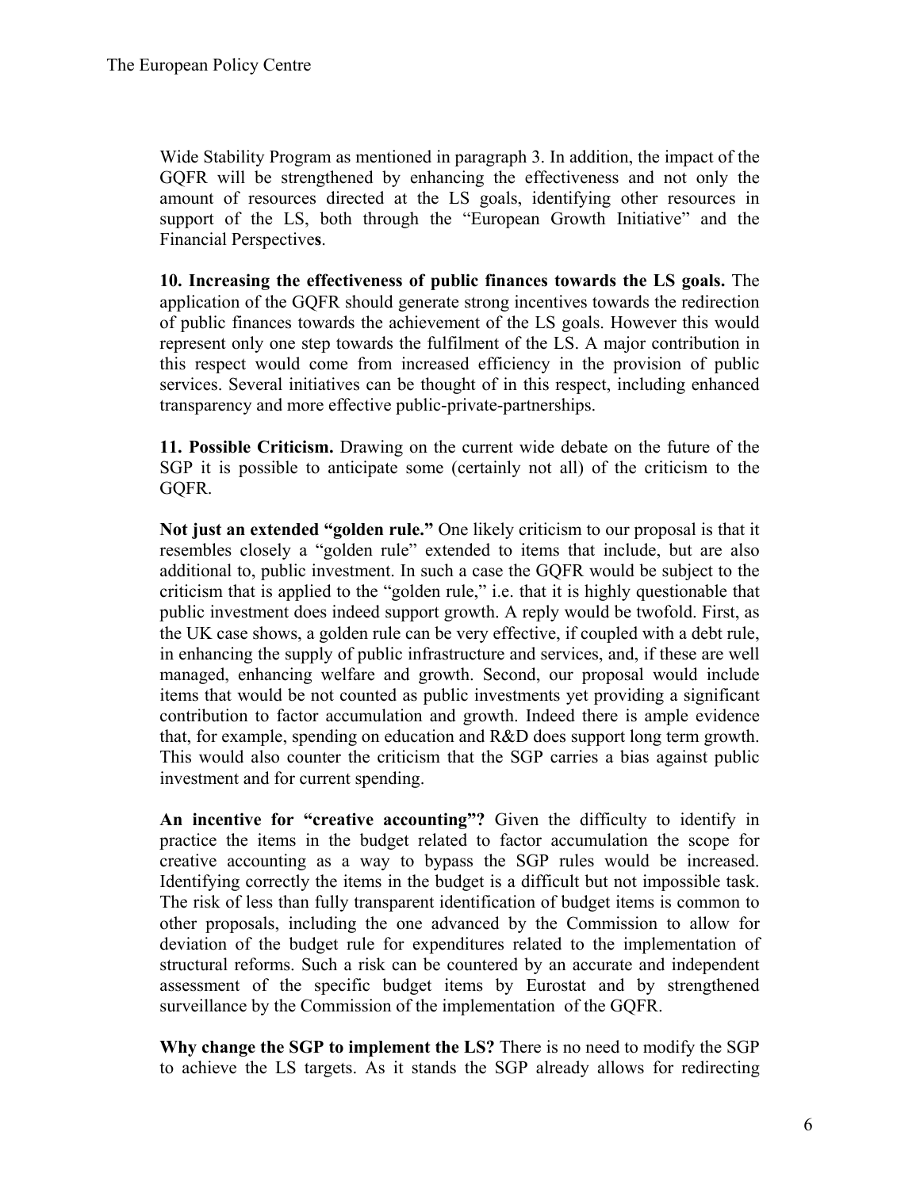Wide Stability Program as mentioned in paragraph 3. In addition, the impact of the GQFR will be strengthened by enhancing the effectiveness and not only the amount of resources directed at the LS goals, identifying other resources in support of the LS, both through the "European Growth Initiative" and the Financial Perspective**s**.

**10. Increasing the effectiveness of public finances towards the LS goals.** The application of the GQFR should generate strong incentives towards the redirection of public finances towards the achievement of the LS goals. However this would represent only one step towards the fulfilment of the LS. A major contribution in this respect would come from increased efficiency in the provision of public services. Several initiatives can be thought of in this respect, including enhanced transparency and more effective public-private-partnerships.

**11. Possible Criticism.** Drawing on the current wide debate on the future of the SGP it is possible to anticipate some (certainly not all) of the criticism to the GQFR.

**Not just an extended "golden rule."** One likely criticism to our proposal is that it resembles closely a "golden rule" extended to items that include, but are also additional to, public investment. In such a case the GQFR would be subject to the criticism that is applied to the "golden rule," i.e. that it is highly questionable that public investment does indeed support growth. A reply would be twofold. First, as the UK case shows, a golden rule can be very effective, if coupled with a debt rule, in enhancing the supply of public infrastructure and services, and, if these are well managed, enhancing welfare and growth. Second, our proposal would include items that would be not counted as public investments yet providing a significant contribution to factor accumulation and growth. Indeed there is ample evidence that, for example, spending on education and R&D does support long term growth. This would also counter the criticism that the SGP carries a bias against public investment and for current spending.

**An incentive for "creative accounting"?** Given the difficulty to identify in practice the items in the budget related to factor accumulation the scope for creative accounting as a way to bypass the SGP rules would be increased. Identifying correctly the items in the budget is a difficult but not impossible task. The risk of less than fully transparent identification of budget items is common to other proposals, including the one advanced by the Commission to allow for deviation of the budget rule for expenditures related to the implementation of structural reforms. Such a risk can be countered by an accurate and independent assessment of the specific budget items by Eurostat and by strengthened surveillance by the Commission of the implementation of the GQFR.

**Why change the SGP to implement the LS?** There is no need to modify the SGP to achieve the LS targets. As it stands the SGP already allows for redirecting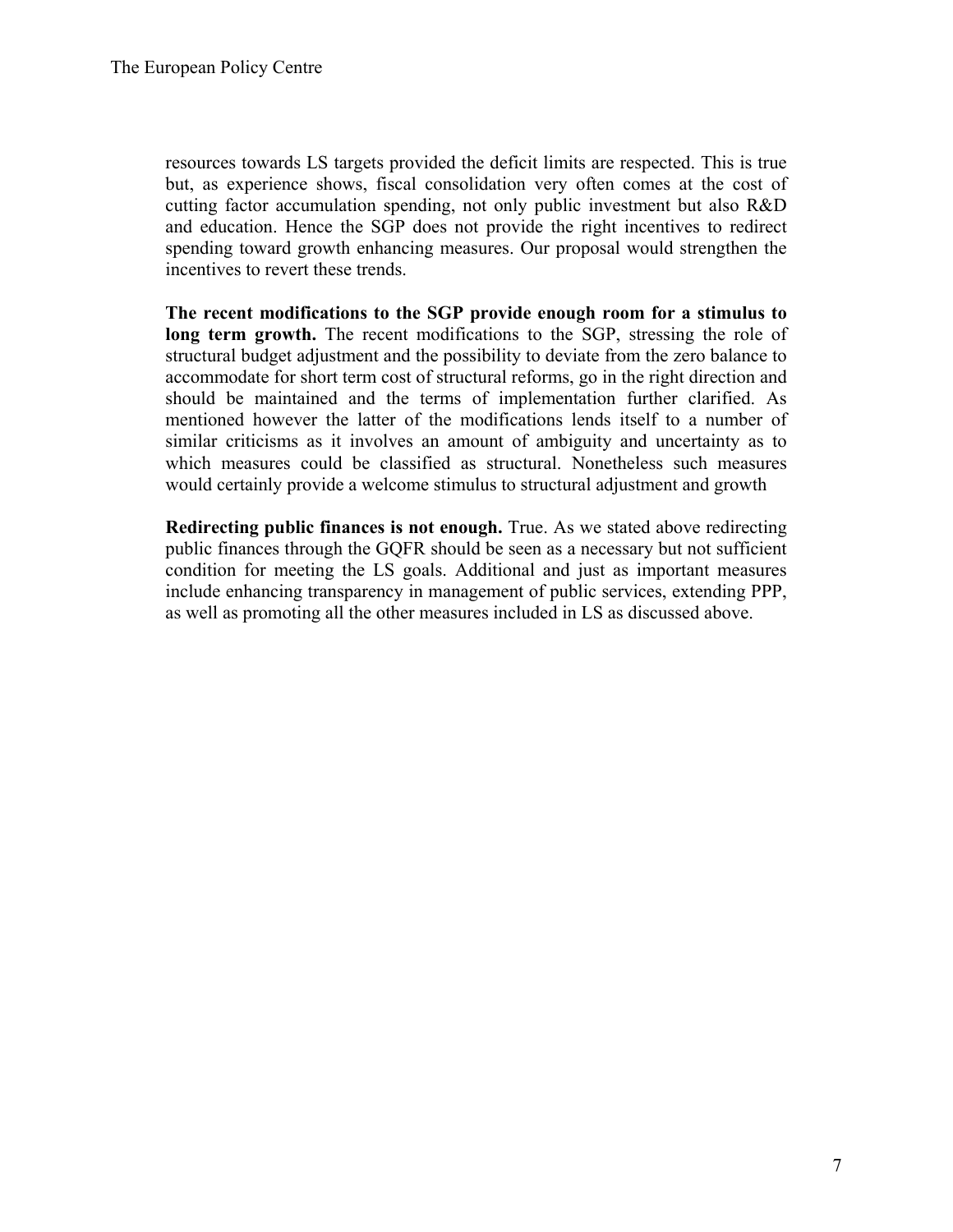resources towards LS targets provided the deficit limits are respected. This is true but, as experience shows, fiscal consolidation very often comes at the cost of cutting factor accumulation spending, not only public investment but also R&D and education. Hence the SGP does not provide the right incentives to redirect spending toward growth enhancing measures. Our proposal would strengthen the incentives to revert these trends.

**The recent modifications to the SGP provide enough room for a stimulus to long term growth.** The recent modifications to the SGP, stressing the role of structural budget adjustment and the possibility to deviate from the zero balance to accommodate for short term cost of structural reforms, go in the right direction and should be maintained and the terms of implementation further clarified. As mentioned however the latter of the modifications lends itself to a number of similar criticisms as it involves an amount of ambiguity and uncertainty as to which measures could be classified as structural. Nonetheless such measures would certainly provide a welcome stimulus to structural adjustment and growth

**Redirecting public finances is not enough.** True. As we stated above redirecting public finances through the GQFR should be seen as a necessary but not sufficient condition for meeting the LS goals. Additional and just as important measures include enhancing transparency in management of public services, extending PPP, as well as promoting all the other measures included in LS as discussed above.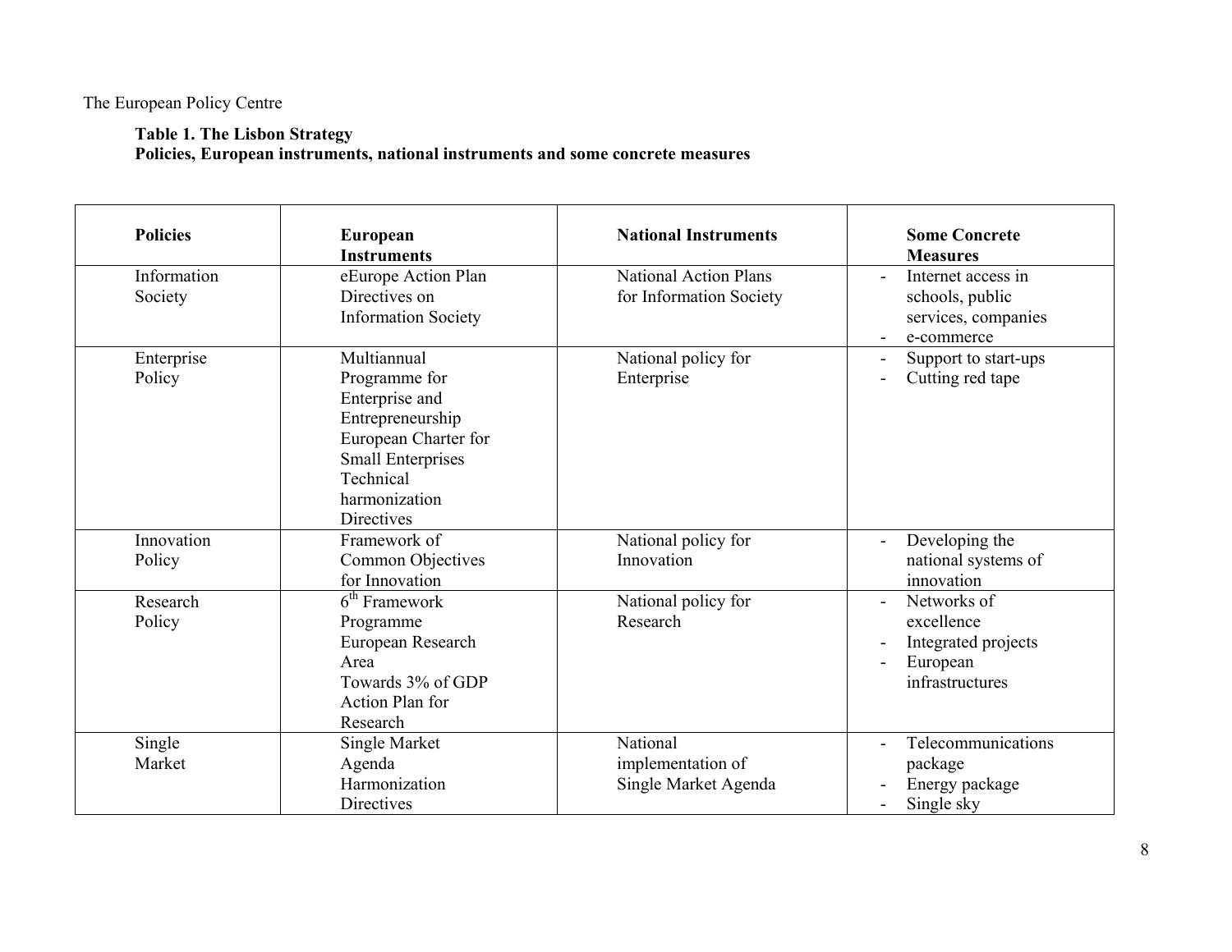**Table 1. The Lisbon Strategy**
**Policies, European instruments, national instruments and some concrete measures**

| Policies | European Instruments | National Instruments | Some Concrete Measures |
|---|---|---|---|
| Information Society | eEurope Action Plan<br>Directives on Information Society | National Action Plans for Information Society | - Internet access in schools, public services, companies<br>- e-commerce |
| Enterprise Policy | Multiannual Programme for Enterprise and Entrepreneurship<br>European Charter for Small Enterprises<br>Technical harmonization Directives | National policy for Enterprise | - Support to start-ups<br>- Cutting red tape |
| Innovation Policy | Framework of Common Objectives for Innovation | National policy for Innovation | - Developing the national systems of innovation |
| Research Policy | 6th Framework Programme<br>European Research Area<br>Towards 3% of GDP Action Plan for Research | National policy for Research | - Networks of excellence<br>- Integrated projects<br>- European infrastructures |
| Single Market | Single Market Agenda<br>Harmonization Directives | National implementation of Single Market Agenda | - Telecommunications package<br>- Energy package<br>- Single sky |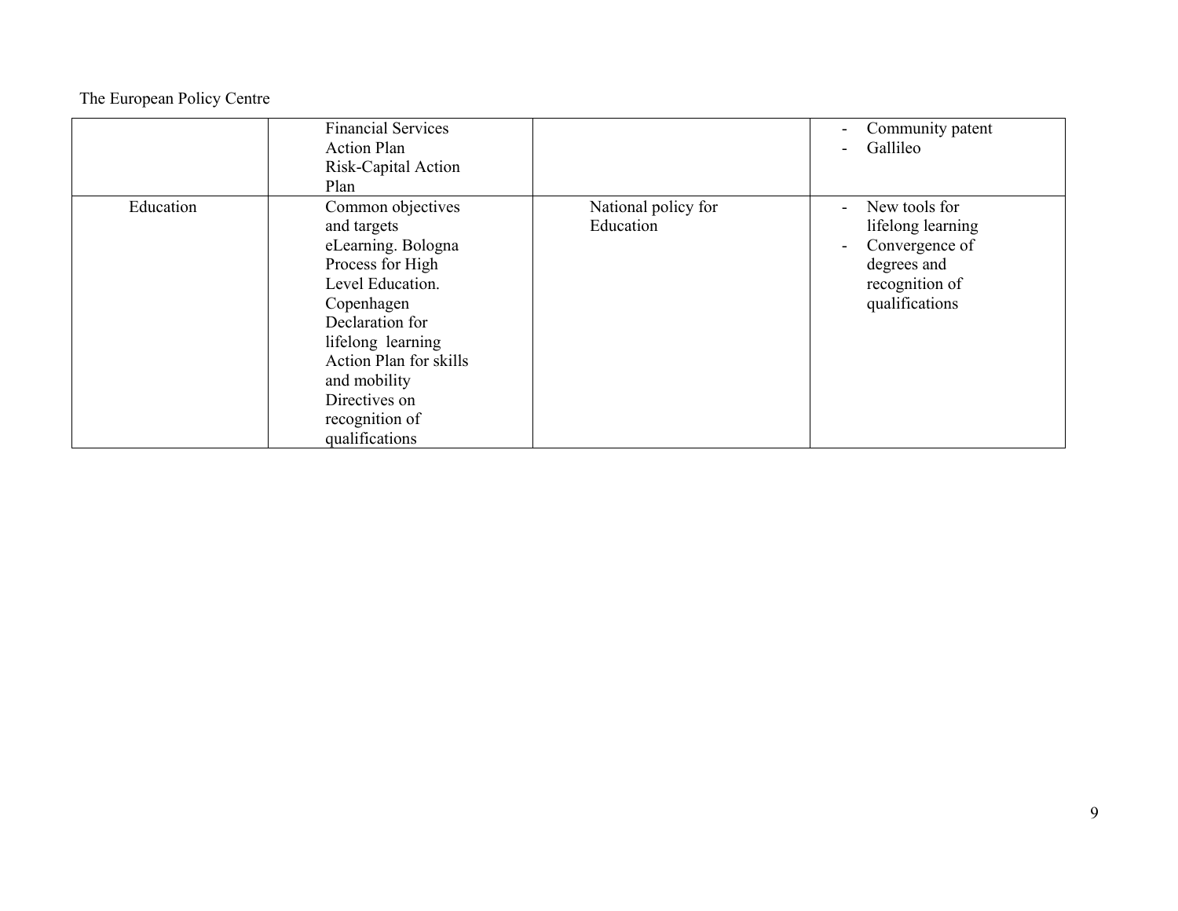| | | | |
|---|---|---|---|
| | Financial Services Action Plan Risk-Capital Action Plan | | - Community patent<br>- Gallileo |
| Education | Common objectives and targets eLearning. Bologna Process for High Level Education. Copenhagen Declaration for lifelong learning Action Plan for skills and mobility Directives on recognition of qualifications | National policy for Education | - New tools for lifelong learning<br>- Convergence of degrees and recognition of qualifications |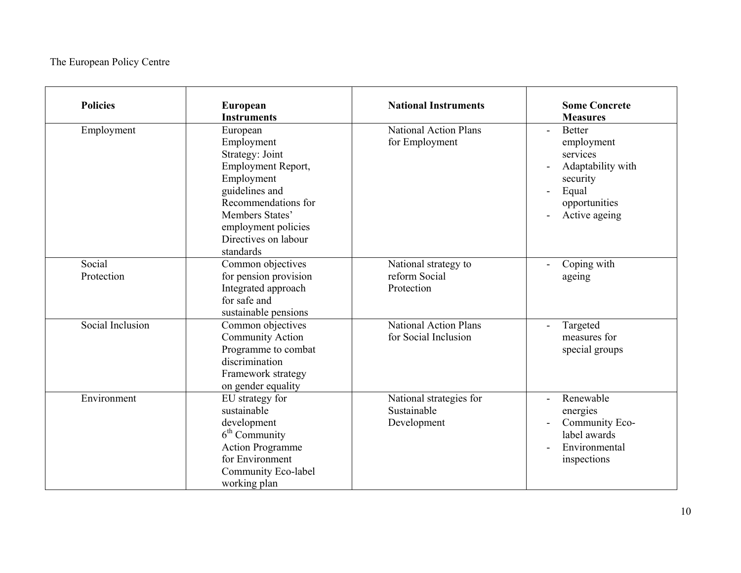| Policies | European Instruments | National Instruments | Some Concrete Measures |
|---|---|---|---|
| Employment | European Employment Strategy: Joint Employment Report, Employment guidelines and Recommendations for Members States' employment policies Directives on labour standards | National Action Plans for Employment | - Better employment services<br>- Adaptability with security<br>- Equal opportunities<br>- Active ageing |
| Social Protection | Common objectives for pension provision Integrated approach for safe and sustainable pensions | National strategy to reform Social Protection | - Coping with ageing |
| Social Inclusion | Common objectives Community Action Programme to combat discrimination Framework strategy on gender equality | National Action Plans for Social Inclusion | - Targeted measures for special groups |
| Environment | EU strategy for sustainable development 6th Community Action Programme for Environment Community Eco-label working plan | National strategies for Sustainable Development | - Renewable energies<br>- Community Eco-label awards<br>- Environmental inspections |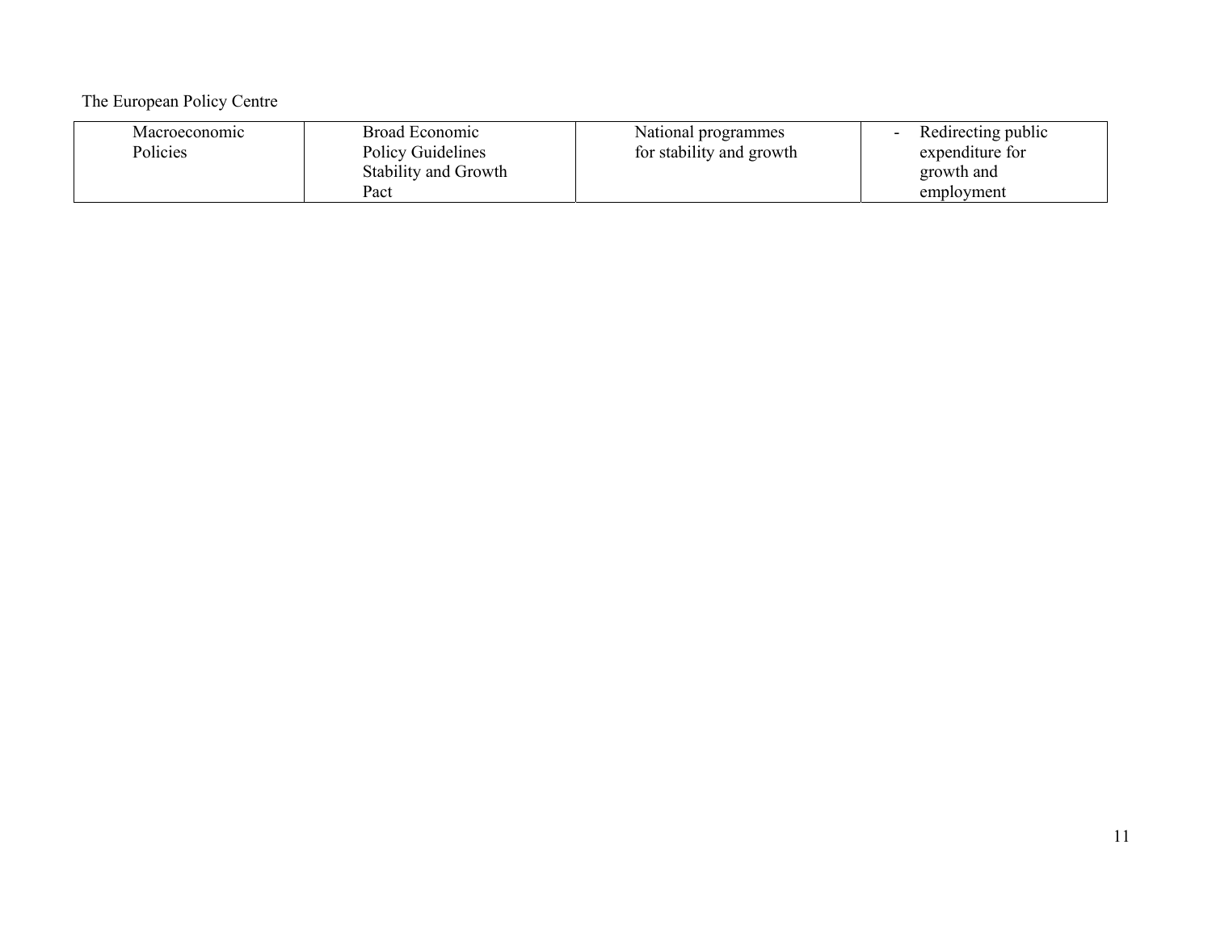| Macroeconomic Policies | Broad Economic Policy Guidelines Stability and Growth Pact | National programmes for stability and growth | - Redirecting public expenditure for growth and employment |
|---|---|---|---|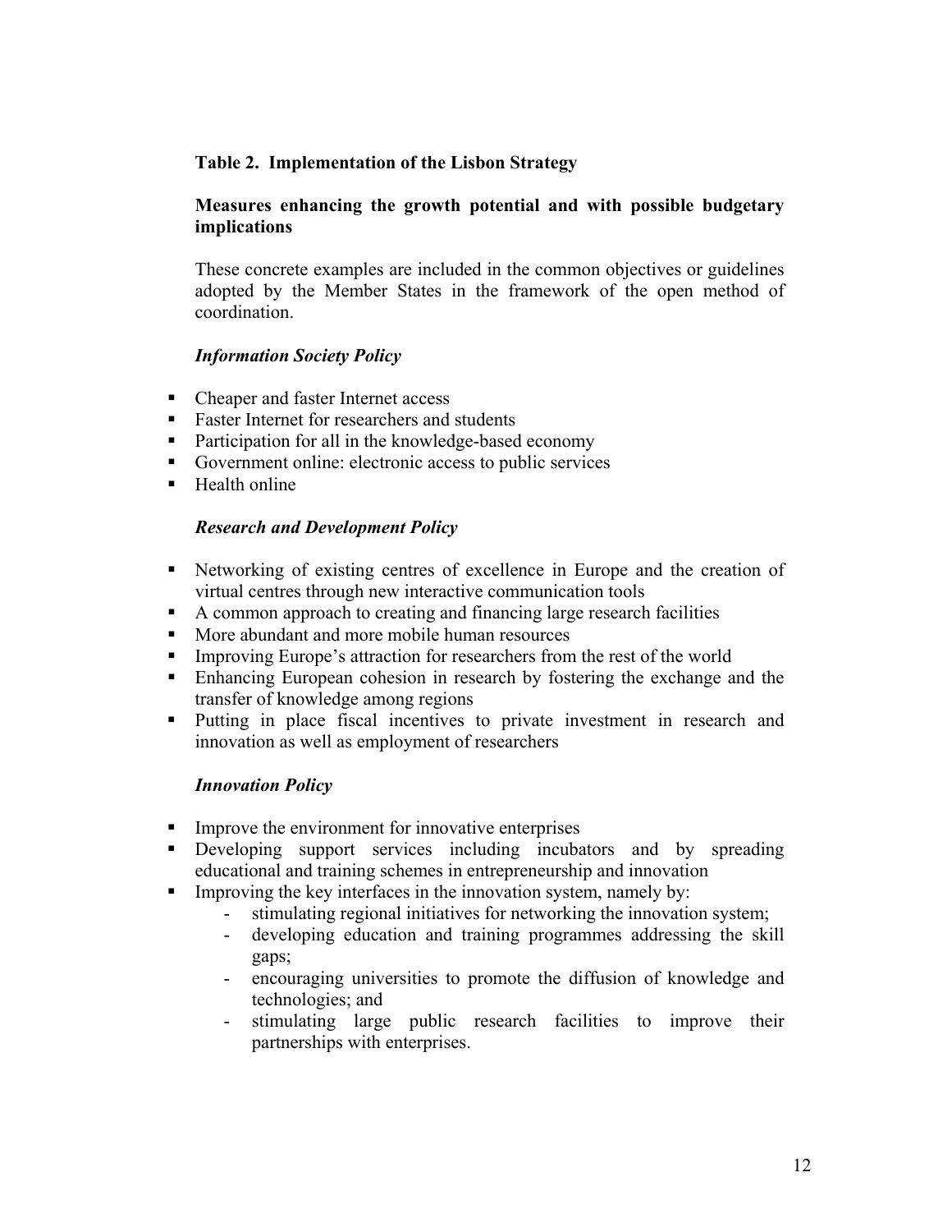**Table 2. Implementation of the Lisbon Strategy**

**Measures enhancing the growth potential and with possible budgetary implications**

These concrete examples are included in the common objectives or guidelines adopted by the Member States in the framework of the open method of coordination.

***Information Society Policy***

- Cheaper and faster Internet access
- Faster Internet for researchers and students
- Participation for all in the knowledge-based economy
- Government online: electronic access to public services
- Health online

***Research and Development Policy***

- Networking of existing centres of excellence in Europe and the creation of virtual centres through new interactive communication tools
- A common approach to creating and financing large research facilities
- More abundant and more mobile human resources
- Improving Europe's attraction for researchers from the rest of the world
- Enhancing European cohesion in research by fostering the exchange and the transfer of knowledge among regions
- Putting in place fiscal incentives to private investment in research and innovation as well as employment of researchers

***Innovation Policy***

- Improve the environment for innovative enterprises
- Developing support services including incubators and by spreading educational and training schemes in entrepreneurship and innovation
- Improving the key interfaces in the innovation system, namely by:
    - stimulating regional initiatives for networking the innovation system;
    - developing education and training programmes addressing the skill gaps;
    - encouraging universities to promote the diffusion of knowledge and technologies; and
    - stimulating large public research facilities to improve their partnerships with enterprises.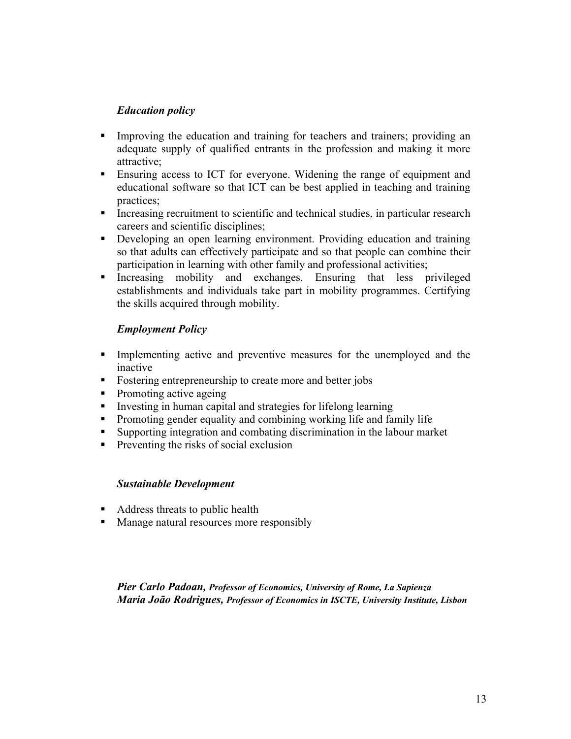### *Education policy*

- Improving the education and training for teachers and trainers; providing an adequate supply of qualified entrants in the profession and making it more attractive;
- Ensuring access to ICT for everyone. Widening the range of equipment and educational software so that ICT can be best applied in teaching and training practices;
- Increasing recruitment to scientific and technical studies, in particular research careers and scientific disciplines;
- Developing an open learning environment. Providing education and training so that adults can effectively participate and so that people can combine their participation in learning with other family and professional activities;
- Increasing mobility and exchanges. Ensuring that less privileged establishments and individuals take part in mobility programmes. Certifying the skills acquired through mobility.

### *Employment Policy*

- Implementing active and preventive measures for the unemployed and the inactive
- Fostering entrepreneurship to create more and better jobs
- Promoting active ageing
- Investing in human capital and strategies for lifelong learning
- Promoting gender equality and combining working life and family life
- Supporting integration and combating discrimination in the labour market
- Preventing the risks of social exclusion

### *Sustainable Development*

- Address threats to public health
- Manage natural resources more responsibly

***Pier Carlo Padoan,*** ***Professor of Economics, University of Rome, La Sapienza***
***Maria João Rodrigues,*** ***Professor of Economics in ISCTE, University Institute, Lisbon***